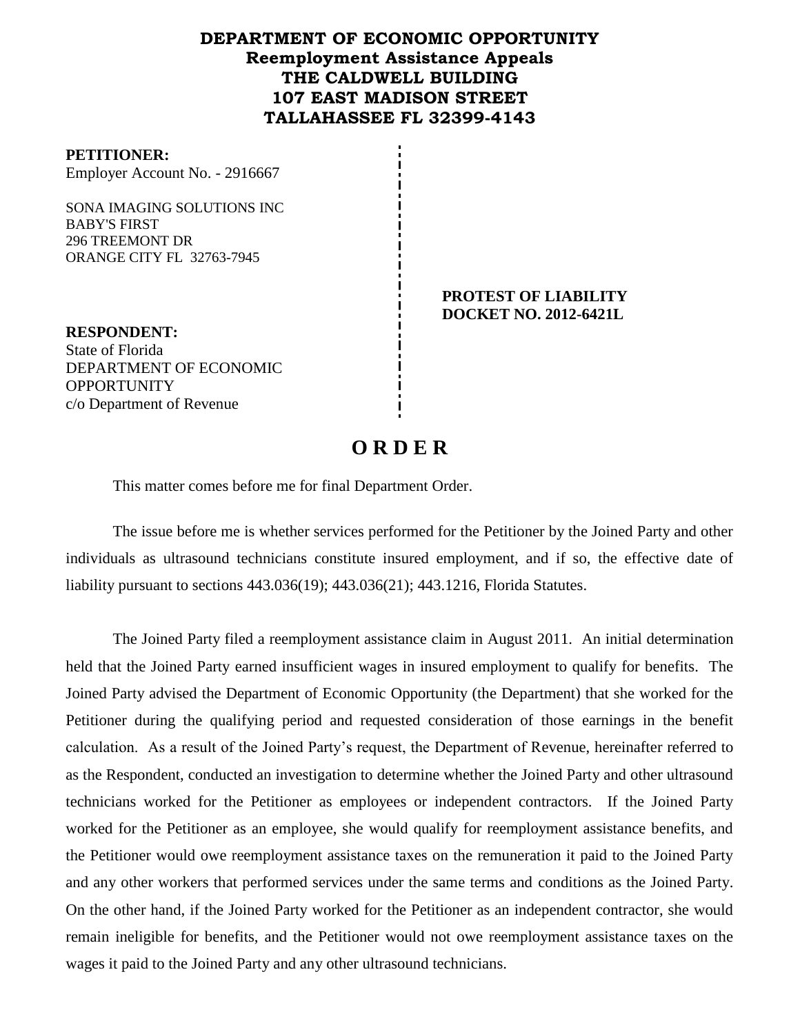# DEPARTMENT OF ECONOMIC OPPORTUNITY
## Reemployment Assistance Appeals
## THE CALDWELL BUILDING
## 107 EAST MADISON STREET
## TALLAHASSEE FL 32399-4143

**PETITIONER:**
Employer Account No. - 2916667

SONA IMAGING SOLUTIONS INC
BABY'S FIRST
296 TREEMONT DR
ORANGE CITY FL 32763-7945

**PROTEST OF LIABILITY**
**DOCKET NO. 2012-6421L**

**RESPONDENT:**
State of Florida
DEPARTMENT OF ECONOMIC OPPORTUNITY
c/o Department of Revenue

# O R D E R

This matter comes before me for final Department Order.

The issue before me is whether services performed for the Petitioner by the Joined Party and other individuals as ultrasound technicians constitute insured employment, and if so, the effective date of liability pursuant to sections 443.036(19); 443.036(21); 443.1216, Florida Statutes.

The Joined Party filed a reemployment assistance claim in August 2011. An initial determination held that the Joined Party earned insufficient wages in insured employment to qualify for benefits. The Joined Party advised the Department of Economic Opportunity (the Department) that she worked for the Petitioner during the qualifying period and requested consideration of those earnings in the benefit calculation. As a result of the Joined Party's request, the Department of Revenue, hereinafter referred to as the Respondent, conducted an investigation to determine whether the Joined Party and other ultrasound technicians worked for the Petitioner as employees or independent contractors. If the Joined Party worked for the Petitioner as an employee, she would qualify for reemployment assistance benefits, and the Petitioner would owe reemployment assistance taxes on the remuneration it paid to the Joined Party and any other workers that performed services under the same terms and conditions as the Joined Party. On the other hand, if the Joined Party worked for the Petitioner as an independent contractor, she would remain ineligible for benefits, and the Petitioner would not owe reemployment assistance taxes on the wages it paid to the Joined Party and any other ultrasound technicians.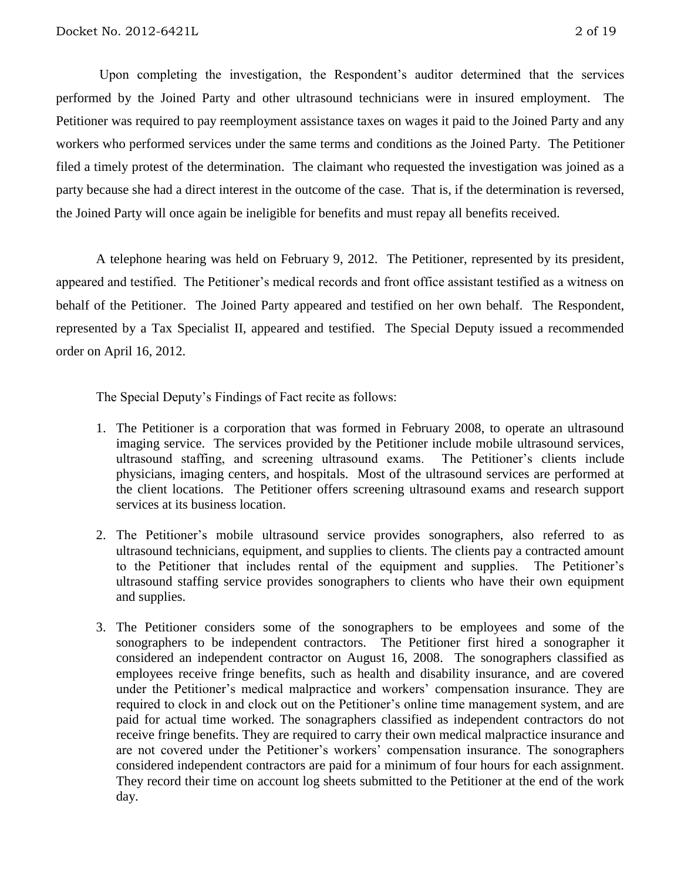Upon completing the investigation, the Respondent's auditor determined that the services performed by the Joined Party and other ultrasound technicians were in insured employment. The Petitioner was required to pay reemployment assistance taxes on wages it paid to the Joined Party and any workers who performed services under the same terms and conditions as the Joined Party. The Petitioner filed a timely protest of the determination. The claimant who requested the investigation was joined as a party because she had a direct interest in the outcome of the case. That is, if the determination is reversed, the Joined Party will once again be ineligible for benefits and must repay all benefits received.

A telephone hearing was held on February 9, 2012. The Petitioner, represented by its president, appeared and testified. The Petitioner's medical records and front office assistant testified as a witness on behalf of the Petitioner. The Joined Party appeared and testified on her own behalf. The Respondent, represented by a Tax Specialist II, appeared and testified. The Special Deputy issued a recommended order on April 16, 2012.

The Special Deputy's Findings of Fact recite as follows:

1. The Petitioner is a corporation that was formed in February 2008, to operate an ultrasound imaging service. The services provided by the Petitioner include mobile ultrasound services, ultrasound staffing, and screening ultrasound exams. The Petitioner's clients include physicians, imaging centers, and hospitals. Most of the ultrasound services are performed at the client locations. The Petitioner offers screening ultrasound exams and research support services at its business location.
2. The Petitioner's mobile ultrasound service provides sonographers, also referred to as ultrasound technicians, equipment, and supplies to clients. The clients pay a contracted amount to the Petitioner that includes rental of the equipment and supplies. The Petitioner's ultrasound staffing service provides sonographers to clients who have their own equipment and supplies.
3. The Petitioner considers some of the sonographers to be employees and some of the sonographers to be independent contractors. The Petitioner first hired a sonographer it considered an independent contractor on August 16, 2008. The sonographers classified as employees receive fringe benefits, such as health and disability insurance, and are covered under the Petitioner's medical malpractice and workers' compensation insurance. They are required to clock in and clock out on the Petitioner's online time management system, and are paid for actual time worked. The sonagraphers classified as independent contractors do not receive fringe benefits. They are required to carry their own medical malpractice insurance and are not covered under the Petitioner's workers' compensation insurance. The sonographers considered independent contractors are paid for a minimum of four hours for each assignment. They record their time on account log sheets submitted to the Petitioner at the end of the work day.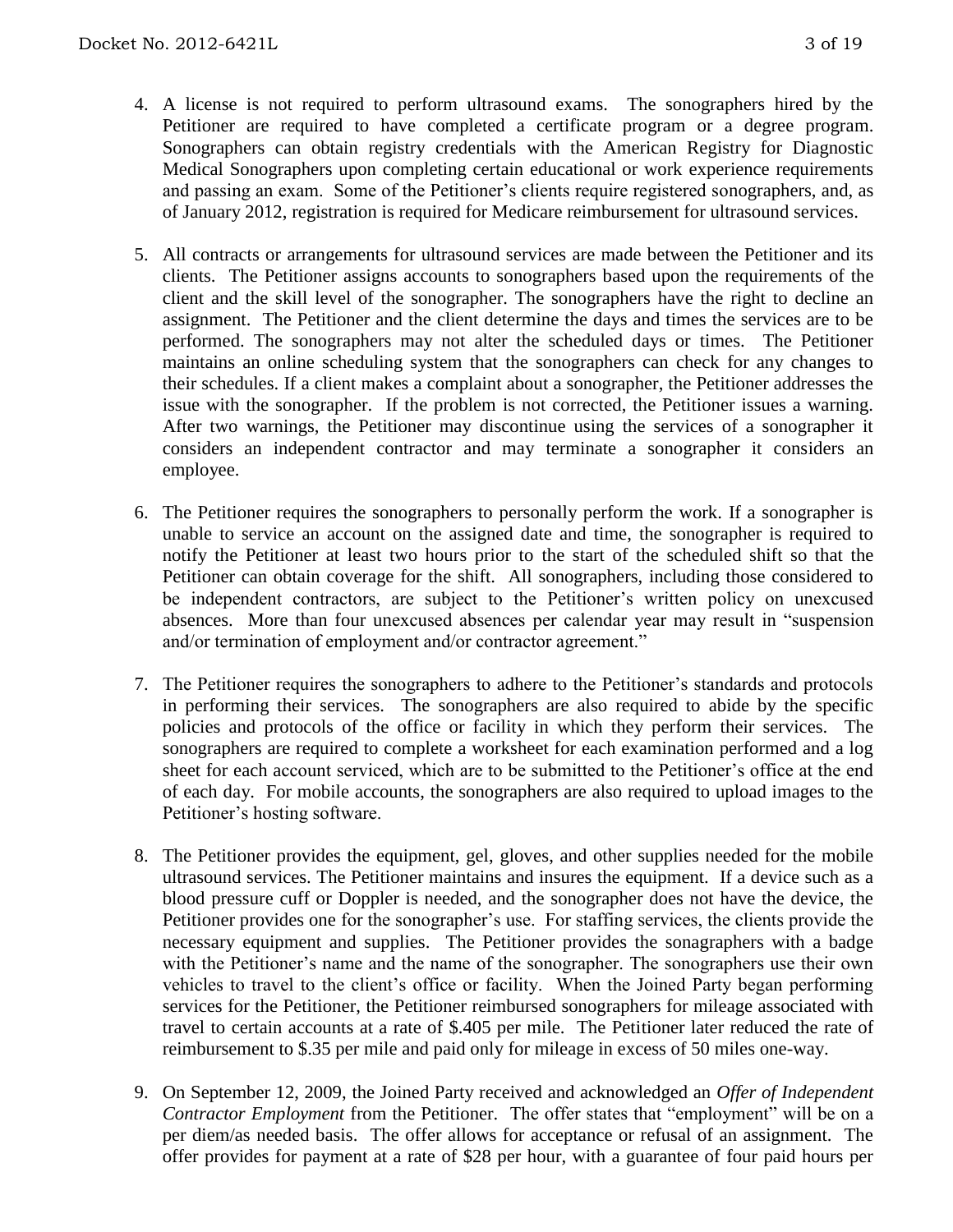4. A license is not required to perform ultrasound exams. The sonographers hired by the Petitioner are required to have completed a certificate program or a degree program. Sonographers can obtain registry credentials with the American Registry for Diagnostic Medical Sonographers upon completing certain educational or work experience requirements and passing an exam. Some of the Petitioner's clients require registered sonographers, and, as of January 2012, registration is required for Medicare reimbursement for ultrasound services.

5. All contracts or arrangements for ultrasound services are made between the Petitioner and its clients. The Petitioner assigns accounts to sonographers based upon the requirements of the client and the skill level of the sonographer. The sonographers have the right to decline an assignment. The Petitioner and the client determine the days and times the services are to be performed. The sonographers may not alter the scheduled days or times. The Petitioner maintains an online scheduling system that the sonographers can check for any changes to their schedules. If a client makes a complaint about a sonographer, the Petitioner addresses the issue with the sonographer. If the problem is not corrected, the Petitioner issues a warning. After two warnings, the Petitioner may discontinue using the services of a sonographer it considers an independent contractor and may terminate a sonographer it considers an employee.

6. The Petitioner requires the sonographers to personally perform the work. If a sonographer is unable to service an account on the assigned date and time, the sonographer is required to notify the Petitioner at least two hours prior to the start of the scheduled shift so that the Petitioner can obtain coverage for the shift. All sonographers, including those considered to be independent contractors, are subject to the Petitioner's written policy on unexcused absences. More than four unexcused absences per calendar year may result in "suspension and/or termination of employment and/or contractor agreement."

7. The Petitioner requires the sonographers to adhere to the Petitioner's standards and protocols in performing their services. The sonographers are also required to abide by the specific policies and protocols of the office or facility in which they perform their services. The sonographers are required to complete a worksheet for each examination performed and a log sheet for each account serviced, which are to be submitted to the Petitioner's office at the end of each day. For mobile accounts, the sonographers are also required to upload images to the Petitioner's hosting software.

8. The Petitioner provides the equipment, gel, gloves, and other supplies needed for the mobile ultrasound services. The Petitioner maintains and insures the equipment. If a device such as a blood pressure cuff or Doppler is needed, and the sonographer does not have the device, the Petitioner provides one for the sonographer's use. For staffing services, the clients provide the necessary equipment and supplies. The Petitioner provides the sonagraphers with a badge with the Petitioner's name and the name of the sonographer. The sonographers use their own vehicles to travel to the client's office or facility. When the Joined Party began performing services for the Petitioner, the Petitioner reimbursed sonographers for mileage associated with travel to certain accounts at a rate of $.405 per mile. The Petitioner later reduced the rate of reimbursement to $.35 per mile and paid only for mileage in excess of 50 miles one-way.

9. On September 12, 2009, the Joined Party received and acknowledged an *Offer of Independent Contractor Employment* from the Petitioner. The offer states that "employment" will be on a per diem/as needed basis. The offer allows for acceptance or refusal of an assignment. The offer provides for payment at a rate of $28 per hour, with a guarantee of four paid hours per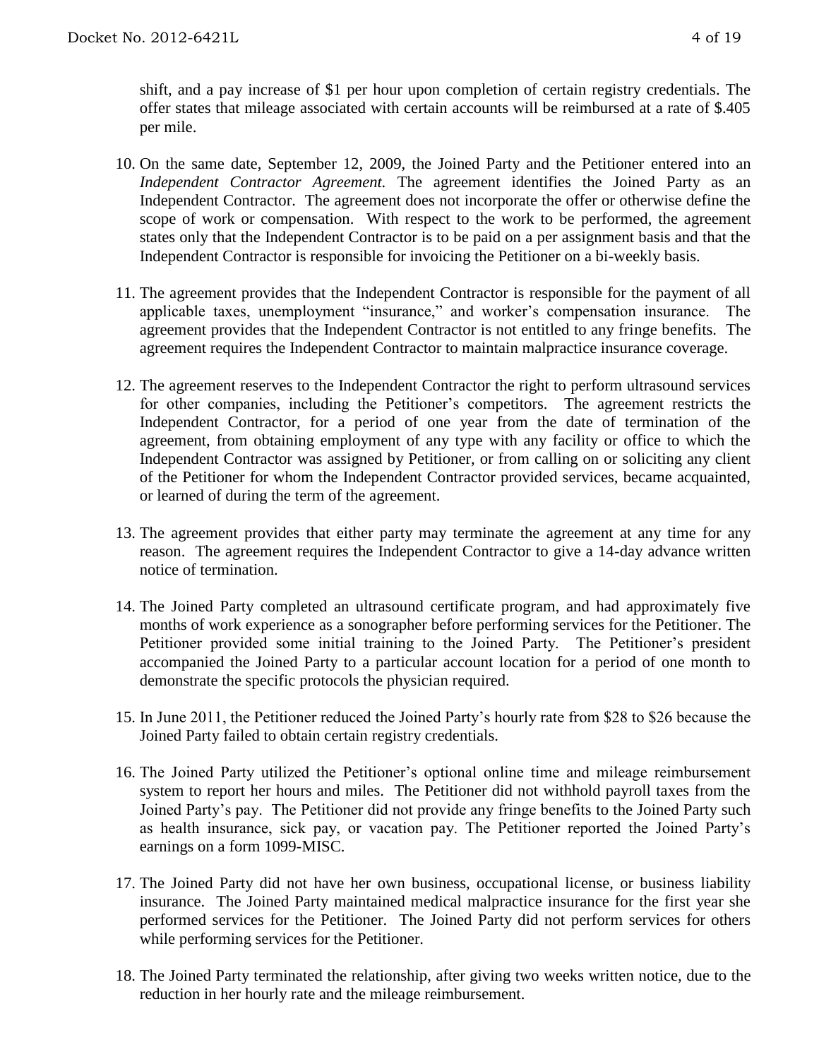shift, and a pay increase of $1 per hour upon completion of certain registry credentials. The offer states that mileage associated with certain accounts will be reimbursed at a rate of $.405 per mile.

10. On the same date, September 12, 2009, the Joined Party and the Petitioner entered into an *Independent Contractor Agreement*. The agreement identifies the Joined Party as an Independent Contractor. The agreement does not incorporate the offer or otherwise define the scope of work or compensation. With respect to the work to be performed, the agreement states only that the Independent Contractor is to be paid on a per assignment basis and that the Independent Contractor is responsible for invoicing the Petitioner on a bi-weekly basis.

11. The agreement provides that the Independent Contractor is responsible for the payment of all applicable taxes, unemployment "insurance," and worker's compensation insurance. The agreement provides that the Independent Contractor is not entitled to any fringe benefits. The agreement requires the Independent Contractor to maintain malpractice insurance coverage.

12. The agreement reserves to the Independent Contractor the right to perform ultrasound services for other companies, including the Petitioner's competitors. The agreement restricts the Independent Contractor, for a period of one year from the date of termination of the agreement, from obtaining employment of any type with any facility or office to which the Independent Contractor was assigned by Petitioner, or from calling on or soliciting any client of the Petitioner for whom the Independent Contractor provided services, became acquainted, or learned of during the term of the agreement.

13. The agreement provides that either party may terminate the agreement at any time for any reason. The agreement requires the Independent Contractor to give a 14-day advance written notice of termination.

14. The Joined Party completed an ultrasound certificate program, and had approximately five months of work experience as a sonographer before performing services for the Petitioner. The Petitioner provided some initial training to the Joined Party. The Petitioner's president accompanied the Joined Party to a particular account location for a period of one month to demonstrate the specific protocols the physician required.

15. In June 2011, the Petitioner reduced the Joined Party's hourly rate from $28 to $26 because the Joined Party failed to obtain certain registry credentials.

16. The Joined Party utilized the Petitioner's optional online time and mileage reimbursement system to report her hours and miles. The Petitioner did not withhold payroll taxes from the Joined Party's pay. The Petitioner did not provide any fringe benefits to the Joined Party such as health insurance, sick pay, or vacation pay. The Petitioner reported the Joined Party's earnings on a form 1099-MISC.

17. The Joined Party did not have her own business, occupational license, or business liability insurance. The Joined Party maintained medical malpractice insurance for the first year she performed services for the Petitioner. The Joined Party did not perform services for others while performing services for the Petitioner.

18. The Joined Party terminated the relationship, after giving two weeks written notice, due to the reduction in her hourly rate and the mileage reimbursement.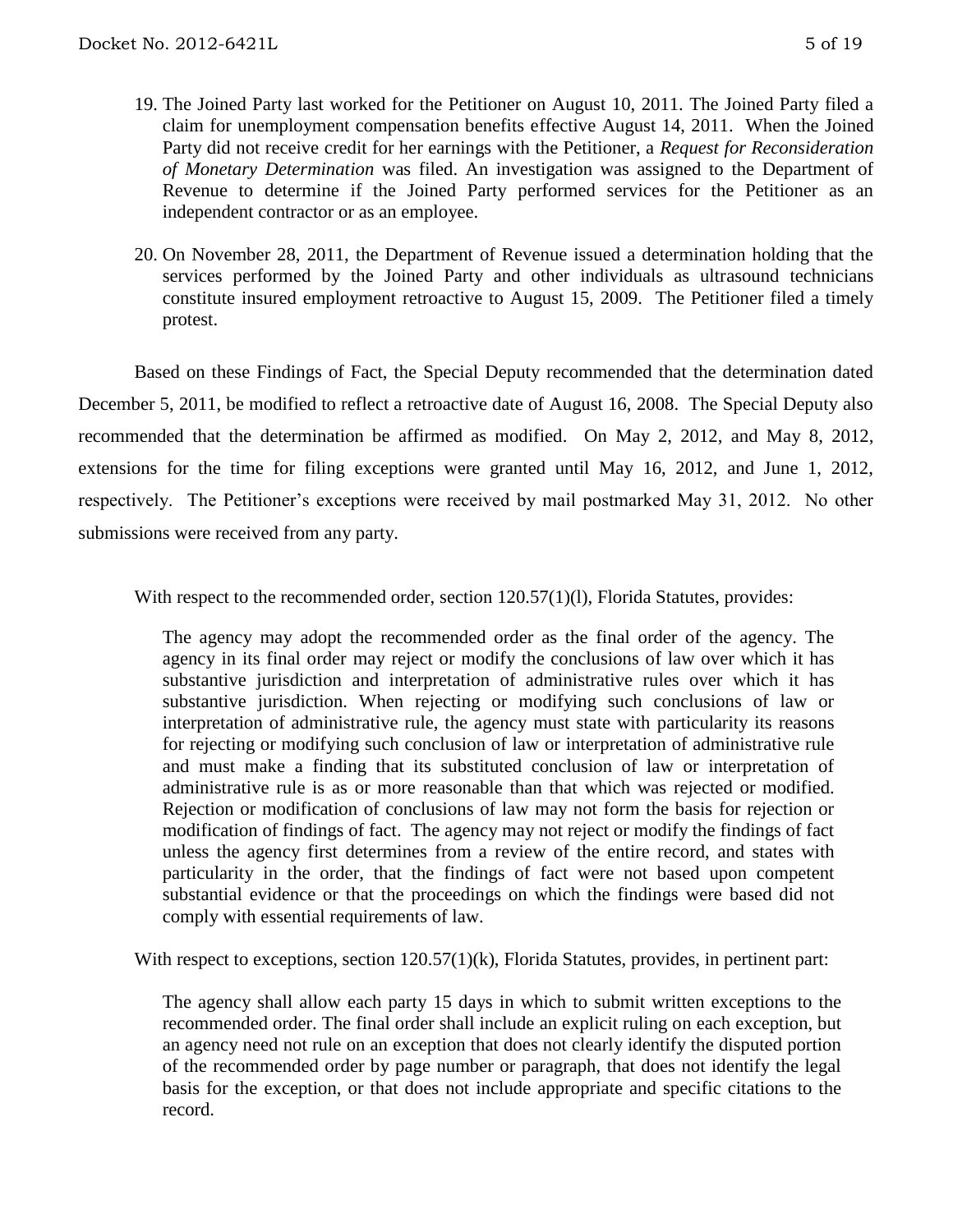19. The Joined Party last worked for the Petitioner on August 10, 2011. The Joined Party filed a claim for unemployment compensation benefits effective August 14, 2011. When the Joined Party did not receive credit for her earnings with the Petitioner, a *Request for Reconsideration of Monetary Determination* was filed. An investigation was assigned to the Department of Revenue to determine if the Joined Party performed services for the Petitioner as an independent contractor or as an employee.

20. On November 28, 2011, the Department of Revenue issued a determination holding that the services performed by the Joined Party and other individuals as ultrasound technicians constitute insured employment retroactive to August 15, 2009. The Petitioner filed a timely protest.

Based on these Findings of Fact, the Special Deputy recommended that the determination dated December 5, 2011, be modified to reflect a retroactive date of August 16, 2008. The Special Deputy also recommended that the determination be affirmed as modified. On May 2, 2012, and May 8, 2012, extensions for the time for filing exceptions were granted until May 16, 2012, and June 1, 2012, respectively. The Petitioner's exceptions were received by mail postmarked May 31, 2012. No other submissions were received from any party.

With respect to the recommended order, section 120.57(1)(l), Florida Statutes, provides:

> The agency may adopt the recommended order as the final order of the agency. The agency in its final order may reject or modify the conclusions of law over which it has substantive jurisdiction and interpretation of administrative rules over which it has substantive jurisdiction. When rejecting or modifying such conclusions of law or interpretation of administrative rule, the agency must state with particularity its reasons for rejecting or modifying such conclusion of law or interpretation of administrative rule and must make a finding that its substituted conclusion of law or interpretation of administrative rule is as or more reasonable than that which was rejected or modified. Rejection or modification of conclusions of law may not form the basis for rejection or modification of findings of fact. The agency may not reject or modify the findings of fact unless the agency first determines from a review of the entire record, and states with particularity in the order, that the findings of fact were not based upon competent substantial evidence or that the proceedings on which the findings were based did not comply with essential requirements of law.

With respect to exceptions, section 120.57(1)(k), Florida Statutes, provides, in pertinent part:

> The agency shall allow each party 15 days in which to submit written exceptions to the recommended order. The final order shall include an explicit ruling on each exception, but an agency need not rule on an exception that does not clearly identify the disputed portion of the recommended order by page number or paragraph, that does not identify the legal basis for the exception, or that does not include appropriate and specific citations to the record.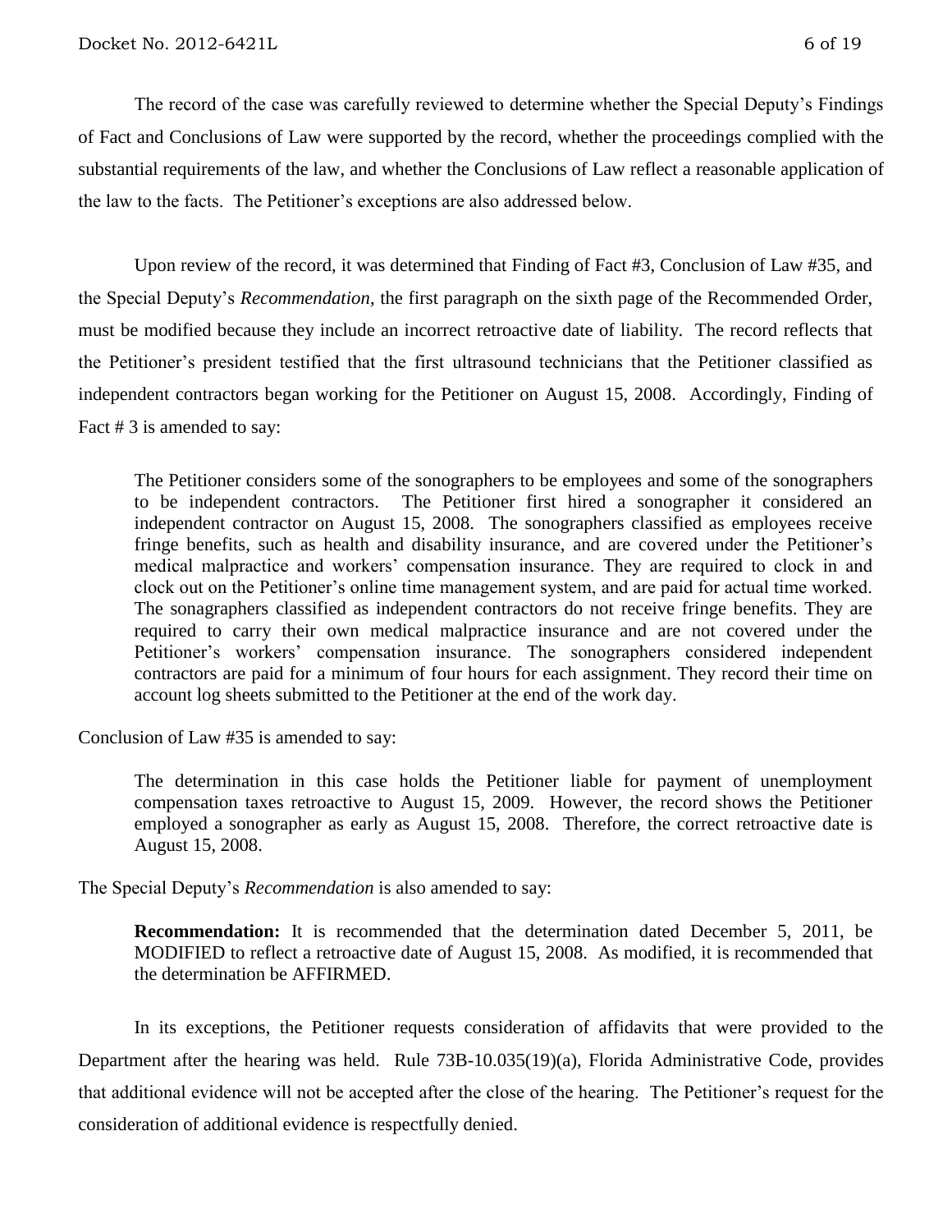The record of the case was carefully reviewed to determine whether the Special Deputy's Findings of Fact and Conclusions of Law were supported by the record, whether the proceedings complied with the substantial requirements of the law, and whether the Conclusions of Law reflect a reasonable application of the law to the facts. The Petitioner's exceptions are also addressed below.

Upon review of the record, it was determined that Finding of Fact #3, Conclusion of Law #35, and the Special Deputy's *Recommendation*, the first paragraph on the sixth page of the Recommended Order, must be modified because they include an incorrect retroactive date of liability. The record reflects that the Petitioner's president testified that the first ultrasound technicians that the Petitioner classified as independent contractors began working for the Petitioner on August 15, 2008. Accordingly, Finding of Fact # 3 is amended to say:

> The Petitioner considers some of the sonographers to be employees and some of the sonographers to be independent contractors. The Petitioner first hired a sonographer it considered an independent contractor on August 15, 2008. The sonographers classified as employees receive fringe benefits, such as health and disability insurance, and are covered under the Petitioner's medical malpractice and workers' compensation insurance. They are required to clock in and clock out on the Petitioner's online time management system, and are paid for actual time worked. The sonagraphers classified as independent contractors do not receive fringe benefits. They are required to carry their own medical malpractice insurance and are not covered under the Petitioner's workers' compensation insurance. The sonographers considered independent contractors are paid for a minimum of four hours for each assignment. They record their time on account log sheets submitted to the Petitioner at the end of the work day.

Conclusion of Law #35 is amended to say:

> The determination in this case holds the Petitioner liable for payment of unemployment compensation taxes retroactive to August 15, 2009. However, the record shows the Petitioner employed a sonographer as early as August 15, 2008. Therefore, the correct retroactive date is August 15, 2008.

The Special Deputy's *Recommendation* is also amended to say:

> **Recommendation:** It is recommended that the determination dated December 5, 2011, be MODIFIED to reflect a retroactive date of August 15, 2008. As modified, it is recommended that the determination be AFFIRMED.

In its exceptions, the Petitioner requests consideration of affidavits that were provided to the Department after the hearing was held. Rule 73B-10.035(19)(a), Florida Administrative Code, provides that additional evidence will not be accepted after the close of the hearing. The Petitioner's request for the consideration of additional evidence is respectfully denied.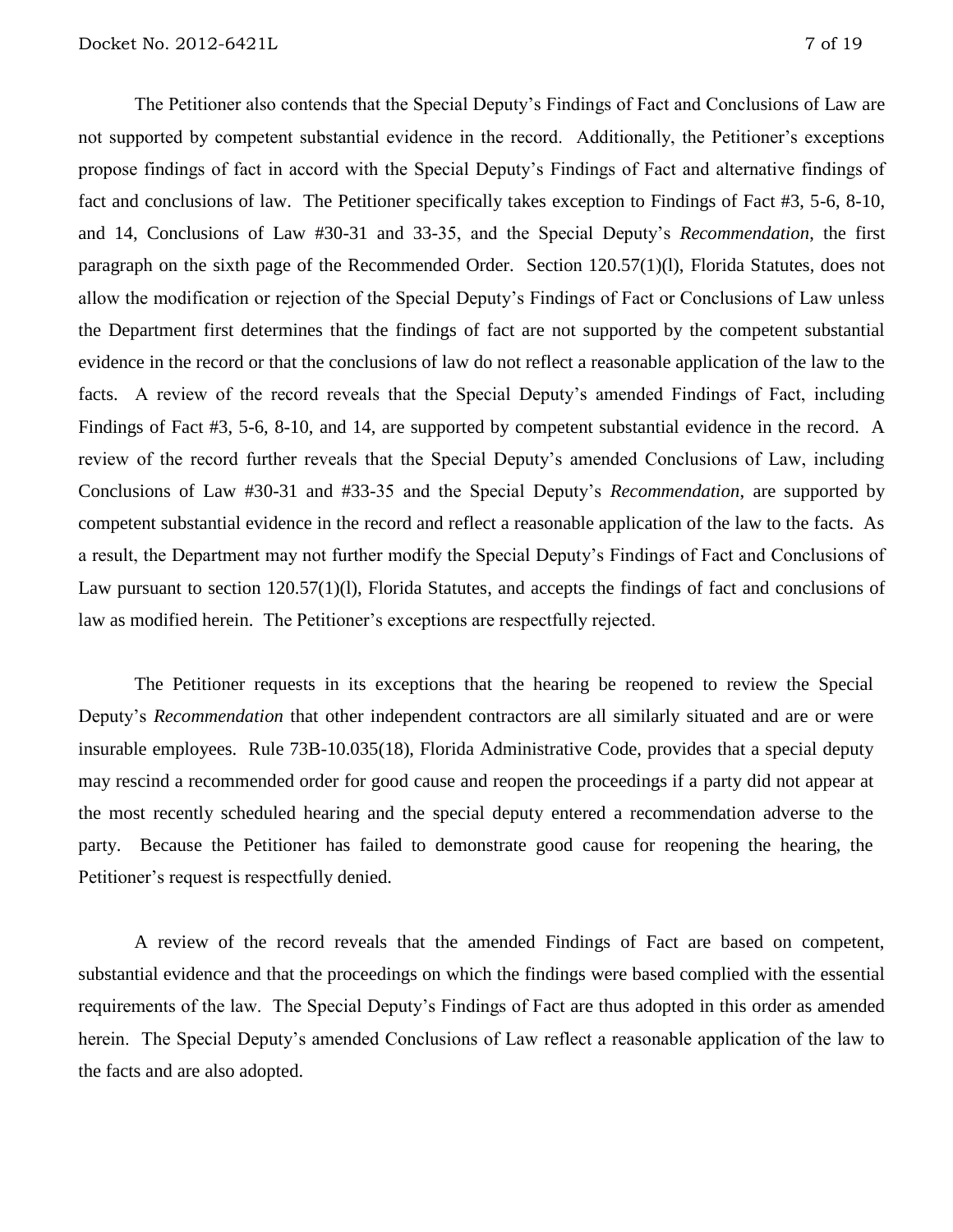The Petitioner also contends that the Special Deputy's Findings of Fact and Conclusions of Law are not supported by competent substantial evidence in the record. Additionally, the Petitioner's exceptions propose findings of fact in accord with the Special Deputy's Findings of Fact and alternative findings of fact and conclusions of law. The Petitioner specifically takes exception to Findings of Fact #3, 5-6, 8-10, and 14, Conclusions of Law #30-31 and 33-35, and the Special Deputy's *Recommendation*, the first paragraph on the sixth page of the Recommended Order. Section 120.57(1)(l), Florida Statutes, does not allow the modification or rejection of the Special Deputy's Findings of Fact or Conclusions of Law unless the Department first determines that the findings of fact are not supported by the competent substantial evidence in the record or that the conclusions of law do not reflect a reasonable application of the law to the facts. A review of the record reveals that the Special Deputy's amended Findings of Fact, including Findings of Fact #3, 5-6, 8-10, and 14, are supported by competent substantial evidence in the record. A review of the record further reveals that the Special Deputy's amended Conclusions of Law, including Conclusions of Law #30-31 and #33-35 and the Special Deputy's *Recommendation*, are supported by competent substantial evidence in the record and reflect a reasonable application of the law to the facts. As a result, the Department may not further modify the Special Deputy's Findings of Fact and Conclusions of Law pursuant to section 120.57(1)(l), Florida Statutes, and accepts the findings of fact and conclusions of law as modified herein. The Petitioner's exceptions are respectfully rejected.

The Petitioner requests in its exceptions that the hearing be reopened to review the Special Deputy's *Recommendation* that other independent contractors are all similarly situated and are or were insurable employees. Rule 73B-10.035(18), Florida Administrative Code, provides that a special deputy may rescind a recommended order for good cause and reopen the proceedings if a party did not appear at the most recently scheduled hearing and the special deputy entered a recommendation adverse to the party. Because the Petitioner has failed to demonstrate good cause for reopening the hearing, the Petitioner's request is respectfully denied.

A review of the record reveals that the amended Findings of Fact are based on competent, substantial evidence and that the proceedings on which the findings were based complied with the essential requirements of the law. The Special Deputy's Findings of Fact are thus adopted in this order as amended herein. The Special Deputy's amended Conclusions of Law reflect a reasonable application of the law to the facts and are also adopted.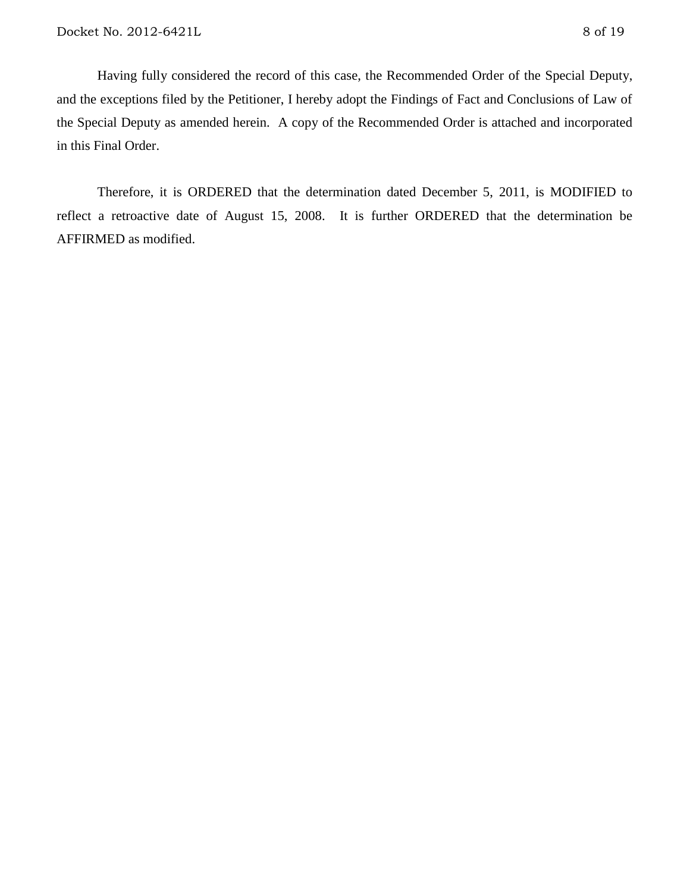Having fully considered the record of this case, the Recommended Order of the Special Deputy, and the exceptions filed by the Petitioner, I hereby adopt the Findings of Fact and Conclusions of Law of the Special Deputy as amended herein. A copy of the Recommended Order is attached and incorporated in this Final Order.

Therefore, it is ORDERED that the determination dated December 5, 2011, is MODIFIED to reflect a retroactive date of August 15, 2008. It is further ORDERED that the determination be AFFIRMED as modified.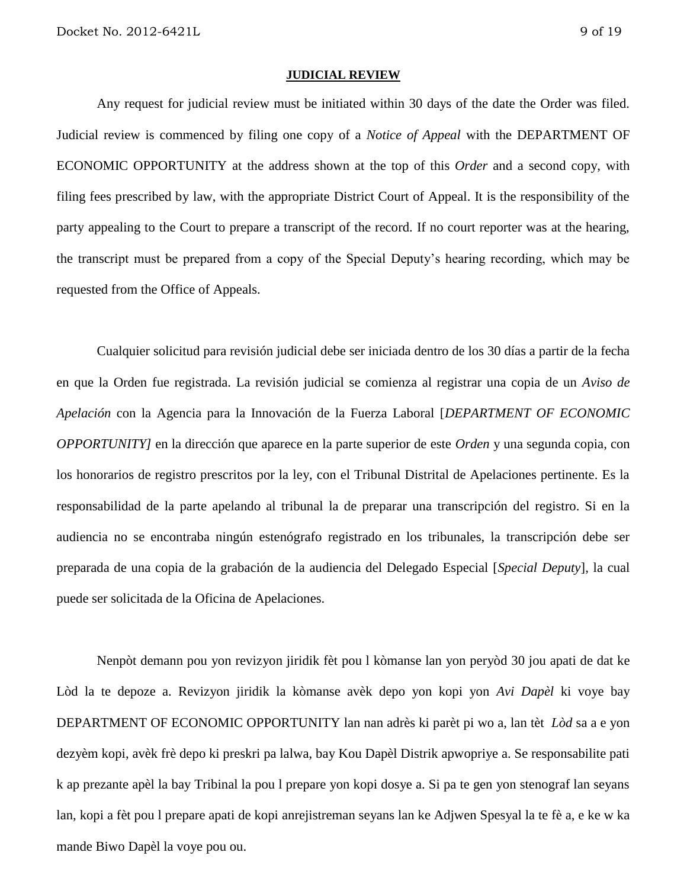## JUDICIAL REVIEW

Any request for judicial review must be initiated within 30 days of the date the Order was filed. Judicial review is commenced by filing one copy of a *Notice of Appeal* with the DEPARTMENT OF ECONOMIC OPPORTUNITY at the address shown at the top of this *Order* and a second copy, with filing fees prescribed by law, with the appropriate District Court of Appeal. It is the responsibility of the party appealing to the Court to prepare a transcript of the record. If no court reporter was at the hearing, the transcript must be prepared from a copy of the Special Deputy's hearing recording, which may be requested from the Office of Appeals.

Cualquier solicitud para revisión judicial debe ser iniciada dentro de los 30 días a partir de la fecha en que la Orden fue registrada. La revisión judicial se comienza al registrar una copia de un *Aviso de Apelación* con la Agencia para la Innovación de la Fuerza Laboral [*DEPARTMENT OF ECONOMIC OPPORTUNITY]* en la dirección que aparece en la parte superior de este *Orden* y una segunda copia, con los honorarios de registro prescritos por la ley, con el Tribunal Distrital de Apelaciones pertinente. Es la responsabilidad de la parte apelando al tribunal la de preparar una transcripción del registro. Si en la audiencia no se encontraba ningún estenógrafo registrado en los tribunales, la transcripción debe ser preparada de una copia de la grabación de la audiencia del Delegado Especial [*Special Deputy*], la cual puede ser solicitada de la Oficina de Apelaciones.

Nenpòt demann pou yon revizyon jiridik fèt pou l kòmanse lan yon peryòd 30 jou apati de dat ke Lòd la te depoze a. Revizyon jiridik la kòmanse avèk depo yon kopi yon *Avi Dapèl* ki voye bay DEPARTMENT OF ECONOMIC OPPORTUNITY lan nan adrès ki parèt pi wo a, lan tèt *Lòd* sa a e yon dezyèm kopi, avèk frè depo ki preskri pa lalwa, bay Kou Dapèl Distrik apwopriye a. Se responsabilite pati k ap prezante apèl la bay Tribinal la pou l prepare yon kopi dosye a. Si pa te gen yon stenograf lan seyans lan, kopi a fèt pou l prepare apati de kopi anrejistreman seyans lan ke Adjwen Spesyal la te fè a, e ke w ka mande Biwo Dapèl la voye pou ou.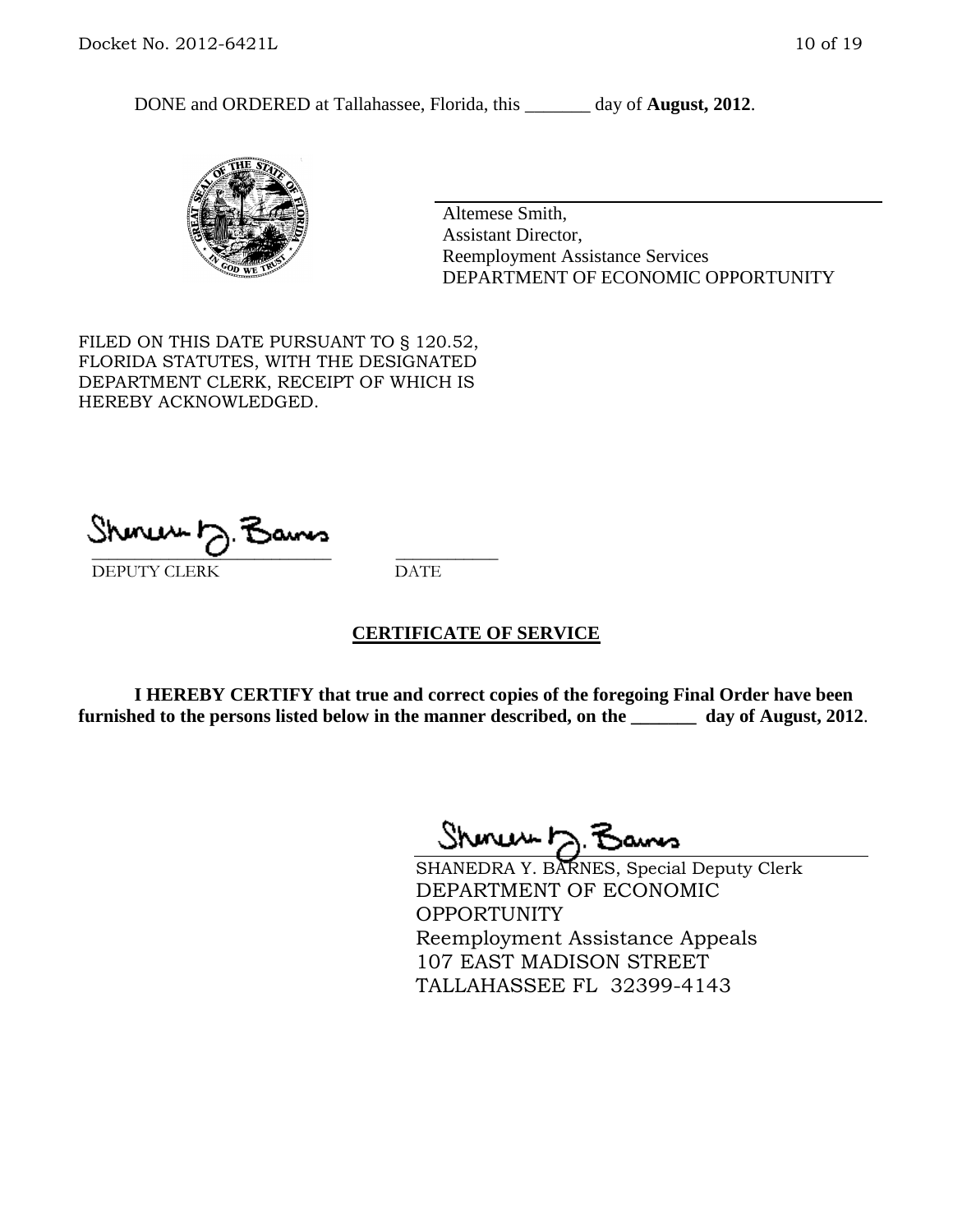DONE and ORDERED at Tallahassee, Florida, this _______ day of **August, 2012**.

Altemese Smith,
Assistant Director,
Reemployment Assistance Services
DEPARTMENT OF ECONOMIC OPPORTUNITY

FILED ON THIS DATE PURSUANT TO § 120.52, FLORIDA STATUTES, WITH THE DESIGNATED DEPARTMENT CLERK, RECEIPT OF WHICH IS HEREBY ACKNOWLEDGED.

___________________________ ___________
DEPUTY CLERK DATE

## CERTIFICATE OF SERVICE

**I HEREBY CERTIFY that true and correct copies of the foregoing Final Order have been furnished to the persons listed below in the manner described, on the _______ day of August, 2012**.

SHANEDRA Y. BARNES, Special Deputy Clerk
DEPARTMENT OF ECONOMIC OPPORTUNITY
Reemployment Assistance Appeals
107 EAST MADISON STREET
TALLAHASSEE FL 32399-4143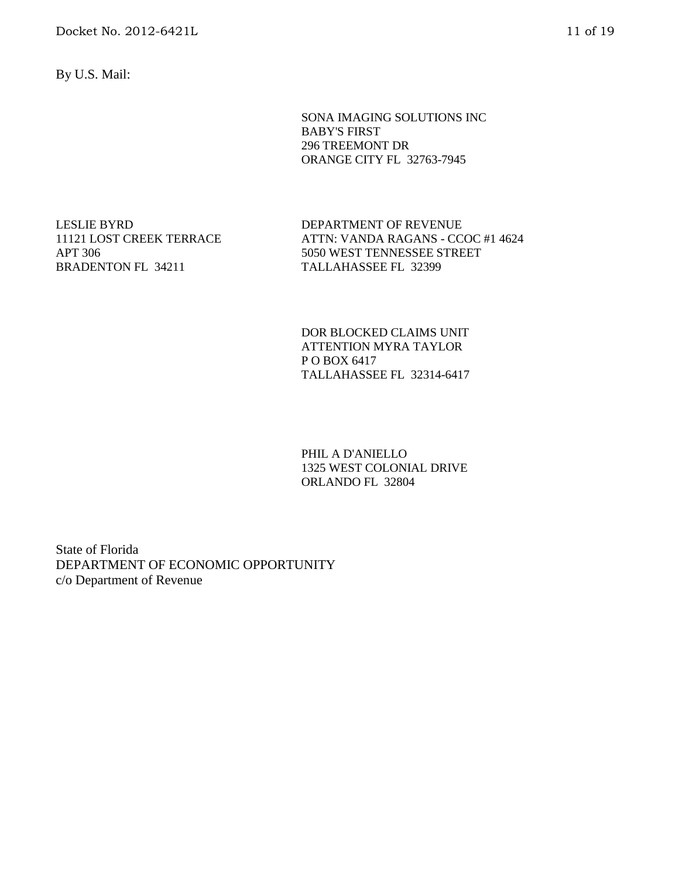By U.S. Mail:

SONA IMAGING SOLUTIONS INC
BABY'S FIRST
296 TREEMONT DR
ORANGE CITY FL 32763-7945

LESLIE BYRD
11121 LOST CREEK TERRACE
APT 306
BRADENTON FL 34211

DEPARTMENT OF REVENUE
ATTN: VANDA RAGANS - CCOC #1 4624
5050 WEST TENNESSEE STREET
TALLAHASSEE FL 32399

DOR BLOCKED CLAIMS UNIT
ATTENTION MYRA TAYLOR
P O BOX 6417
TALLAHASSEE FL 32314-6417

PHIL A D'ANIELLO
1325 WEST COLONIAL DRIVE
ORLANDO FL 32804

State of Florida
DEPARTMENT OF ECONOMIC OPPORTUNITY
c/o Department of Revenue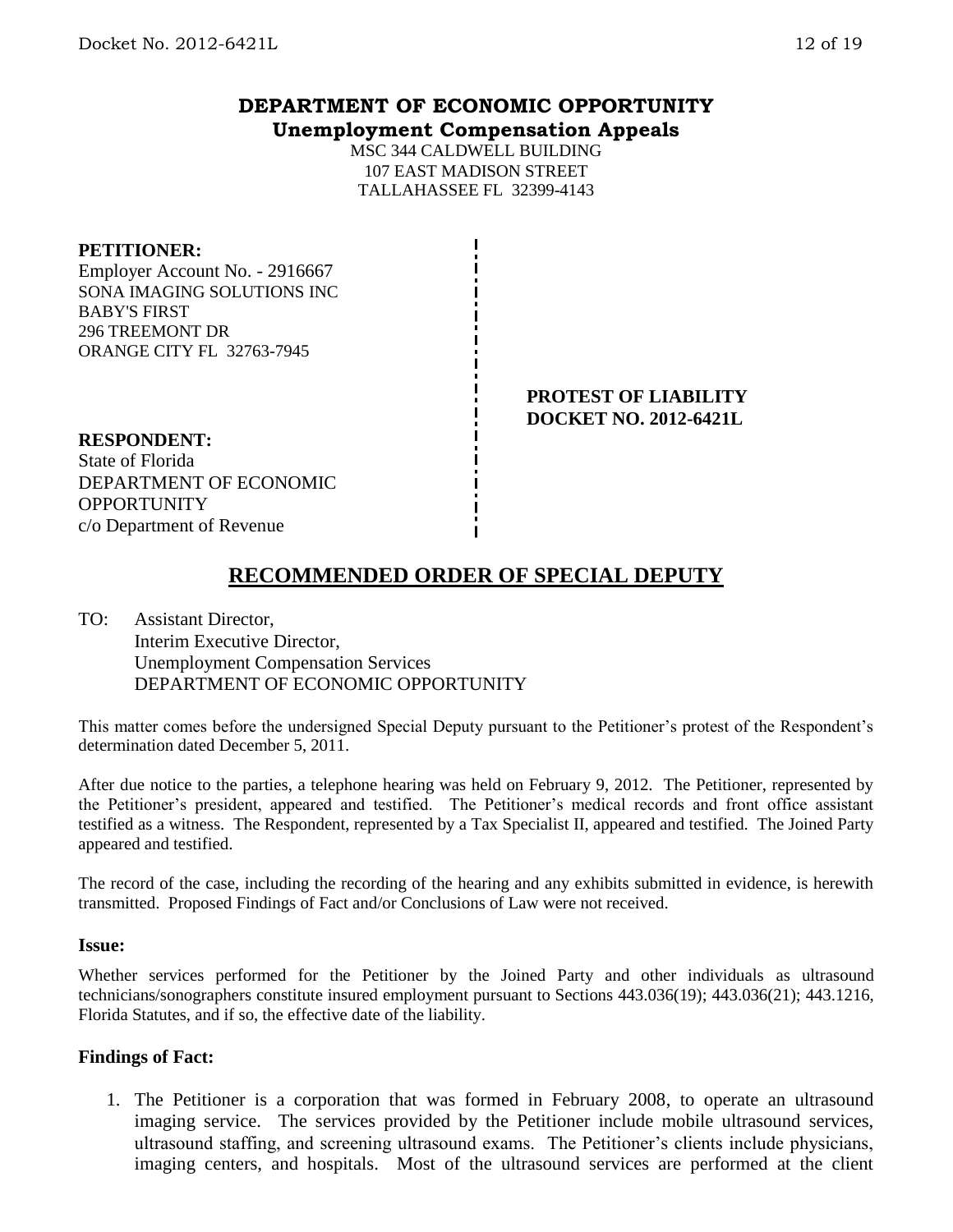**DEPARTMENT OF ECONOMIC OPPORTUNITY**
**Unemployment Compensation Appeals**

MSC 344 CALDWELL BUILDING
107 EAST MADISON STREET
TALLAHASSEE FL 32399-4143

**PETITIONER:**
Employer Account No. - 2916667
SONA IMAGING SOLUTIONS INC
BABY'S FIRST
296 TREEMONT DR
ORANGE CITY FL 32763-7945

**PROTEST OF LIABILITY**
**DOCKET NO. 2012-6421L**

**RESPONDENT:**
State of Florida
DEPARTMENT OF ECONOMIC OPPORTUNITY
c/o Department of Revenue

## RECOMMENDED ORDER OF SPECIAL DEPUTY

TO: Assistant Director,
Interim Executive Director,
Unemployment Compensation Services
DEPARTMENT OF ECONOMIC OPPORTUNITY

This matter comes before the undersigned Special Deputy pursuant to the Petitioner's protest of the Respondent's determination dated December 5, 2011.

After due notice to the parties, a telephone hearing was held on February 9, 2012. The Petitioner, represented by the Petitioner's president, appeared and testified. The Petitioner's medical records and front office assistant testified as a witness. The Respondent, represented by a Tax Specialist II, appeared and testified. The Joined Party appeared and testified.

The record of the case, including the recording of the hearing and any exhibits submitted in evidence, is herewith transmitted. Proposed Findings of Fact and/or Conclusions of Law were not received.

### Issue:

Whether services performed for the Petitioner by the Joined Party and other individuals as ultrasound technicians/sonographers constitute insured employment pursuant to Sections 443.036(19); 443.036(21); 443.1216, Florida Statutes, and if so, the effective date of the liability.

### Findings of Fact:

1. The Petitioner is a corporation that was formed in February 2008, to operate an ultrasound imaging service. The services provided by the Petitioner include mobile ultrasound services, ultrasound staffing, and screening ultrasound exams. The Petitioner's clients include physicians, imaging centers, and hospitals. Most of the ultrasound services are performed at the client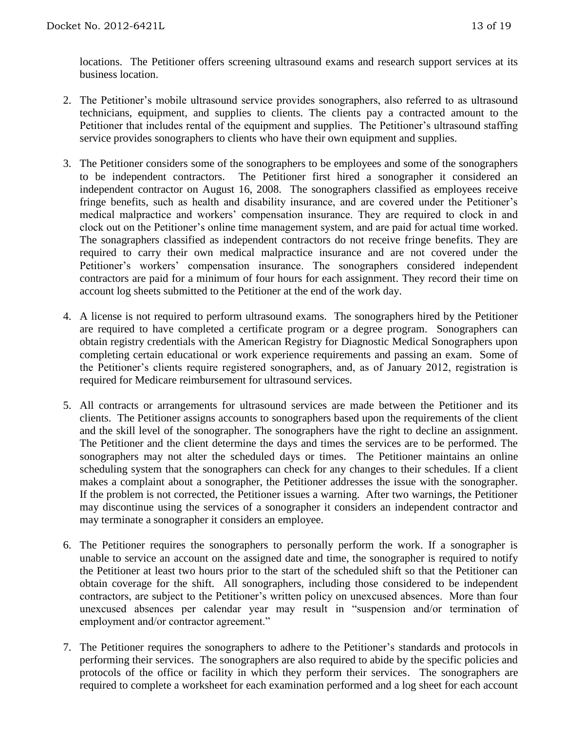locations. The Petitioner offers screening ultrasound exams and research support services at its business location.

2. The Petitioner's mobile ultrasound service provides sonographers, also referred to as ultrasound technicians, equipment, and supplies to clients. The clients pay a contracted amount to the Petitioner that includes rental of the equipment and supplies. The Petitioner's ultrasound staffing service provides sonographers to clients who have their own equipment and supplies.

3. The Petitioner considers some of the sonographers to be employees and some of the sonographers to be independent contractors. The Petitioner first hired a sonographer it considered an independent contractor on August 16, 2008. The sonographers classified as employees receive fringe benefits, such as health and disability insurance, and are covered under the Petitioner's medical malpractice and workers' compensation insurance. They are required to clock in and clock out on the Petitioner's online time management system, and are paid for actual time worked. The sonagraphers classified as independent contractors do not receive fringe benefits. They are required to carry their own medical malpractice insurance and are not covered under the Petitioner's workers' compensation insurance. The sonographers considered independent contractors are paid for a minimum of four hours for each assignment. They record their time on account log sheets submitted to the Petitioner at the end of the work day.

4. A license is not required to perform ultrasound exams. The sonographers hired by the Petitioner are required to have completed a certificate program or a degree program. Sonographers can obtain registry credentials with the American Registry for Diagnostic Medical Sonographers upon completing certain educational or work experience requirements and passing an exam. Some of the Petitioner's clients require registered sonographers, and, as of January 2012, registration is required for Medicare reimbursement for ultrasound services.

5. All contracts or arrangements for ultrasound services are made between the Petitioner and its clients. The Petitioner assigns accounts to sonographers based upon the requirements of the client and the skill level of the sonographer. The sonographers have the right to decline an assignment. The Petitioner and the client determine the days and times the services are to be performed. The sonographers may not alter the scheduled days or times. The Petitioner maintains an online scheduling system that the sonographers can check for any changes to their schedules. If a client makes a complaint about a sonographer, the Petitioner addresses the issue with the sonographer. If the problem is not corrected, the Petitioner issues a warning. After two warnings, the Petitioner may discontinue using the services of a sonographer it considers an independent contractor and may terminate a sonographer it considers an employee.

6. The Petitioner requires the sonographers to personally perform the work. If a sonographer is unable to service an account on the assigned date and time, the sonographer is required to notify the Petitioner at least two hours prior to the start of the scheduled shift so that the Petitioner can obtain coverage for the shift. All sonographers, including those considered to be independent contractors, are subject to the Petitioner's written policy on unexcused absences. More than four unexcused absences per calendar year may result in "suspension and/or termination of employment and/or contractor agreement."

7. The Petitioner requires the sonographers to adhere to the Petitioner's standards and protocols in performing their services. The sonographers are also required to abide by the specific policies and protocols of the office or facility in which they perform their services. The sonographers are required to complete a worksheet for each examination performed and a log sheet for each account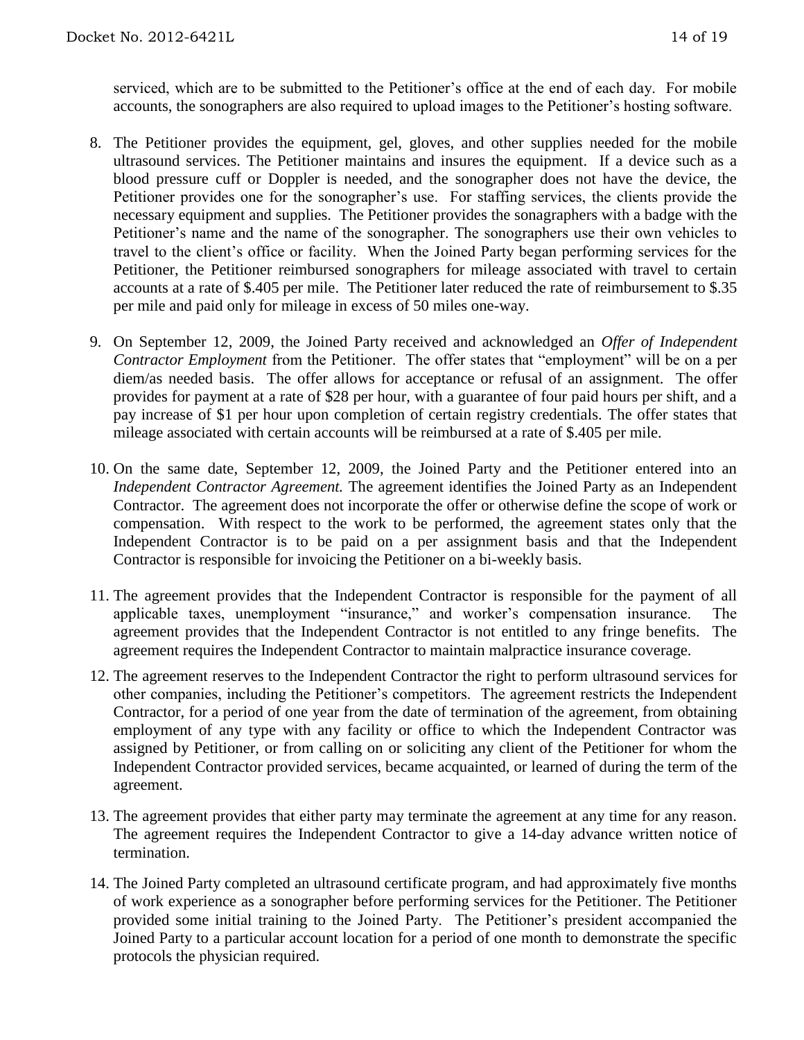serviced, which are to be submitted to the Petitioner's office at the end of each day. For mobile accounts, the sonographers are also required to upload images to the Petitioner's hosting software.

8. The Petitioner provides the equipment, gel, gloves, and other supplies needed for the mobile ultrasound services. The Petitioner maintains and insures the equipment. If a device such as a blood pressure cuff or Doppler is needed, and the sonographer does not have the device, the Petitioner provides one for the sonographer's use. For staffing services, the clients provide the necessary equipment and supplies. The Petitioner provides the sonagraphers with a badge with the Petitioner's name and the name of the sonographer. The sonographers use their own vehicles to travel to the client's office or facility. When the Joined Party began performing services for the Petitioner, the Petitioner reimbursed sonographers for mileage associated with travel to certain accounts at a rate of $.405 per mile. The Petitioner later reduced the rate of reimbursement to $.35 per mile and paid only for mileage in excess of 50 miles one-way.

9. On September 12, 2009, the Joined Party received and acknowledged an *Offer of Independent Contractor Employment* from the Petitioner. The offer states that "employment" will be on a per diem/as needed basis. The offer allows for acceptance or refusal of an assignment. The offer provides for payment at a rate of $28 per hour, with a guarantee of four paid hours per shift, and a pay increase of $1 per hour upon completion of certain registry credentials. The offer states that mileage associated with certain accounts will be reimbursed at a rate of $.405 per mile.

10. On the same date, September 12, 2009, the Joined Party and the Petitioner entered into an *Independent Contractor Agreement.* The agreement identifies the Joined Party as an Independent Contractor. The agreement does not incorporate the offer or otherwise define the scope of work or compensation. With respect to the work to be performed, the agreement states only that the Independent Contractor is to be paid on a per assignment basis and that the Independent Contractor is responsible for invoicing the Petitioner on a bi-weekly basis.

11. The agreement provides that the Independent Contractor is responsible for the payment of all applicable taxes, unemployment "insurance," and worker's compensation insurance. The agreement provides that the Independent Contractor is not entitled to any fringe benefits. The agreement requires the Independent Contractor to maintain malpractice insurance coverage.

12. The agreement reserves to the Independent Contractor the right to perform ultrasound services for other companies, including the Petitioner's competitors. The agreement restricts the Independent Contractor, for a period of one year from the date of termination of the agreement, from obtaining employment of any type with any facility or office to which the Independent Contractor was assigned by Petitioner, or from calling on or soliciting any client of the Petitioner for whom the Independent Contractor provided services, became acquainted, or learned of during the term of the agreement.

13. The agreement provides that either party may terminate the agreement at any time for any reason. The agreement requires the Independent Contractor to give a 14-day advance written notice of termination.

14. The Joined Party completed an ultrasound certificate program, and had approximately five months of work experience as a sonographer before performing services for the Petitioner. The Petitioner provided some initial training to the Joined Party. The Petitioner's president accompanied the Joined Party to a particular account location for a period of one month to demonstrate the specific protocols the physician required.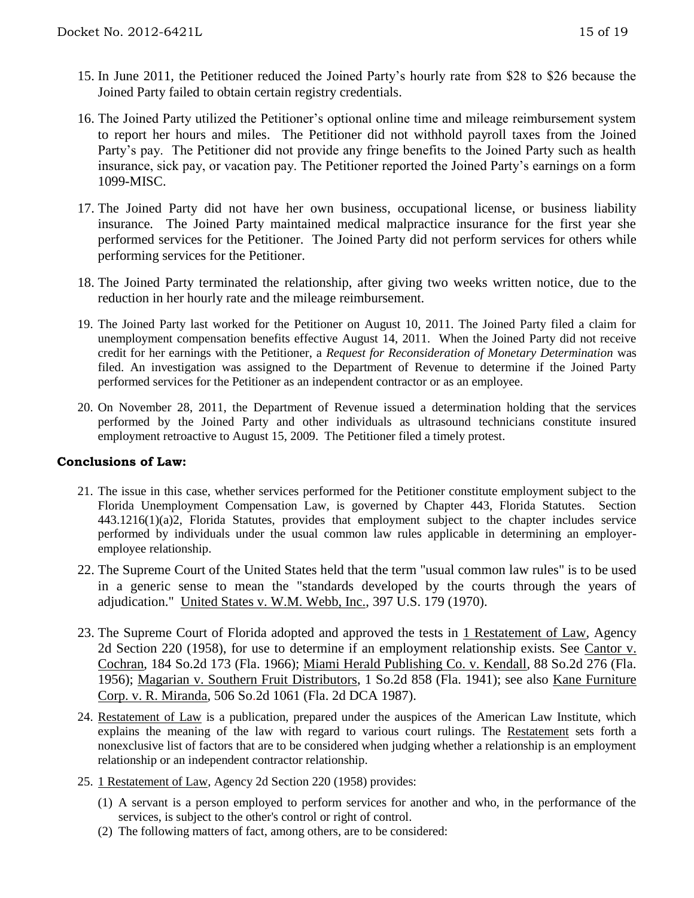15. In June 2011, the Petitioner reduced the Joined Party's hourly rate from $28 to $26 because the Joined Party failed to obtain certain registry credentials.

16. The Joined Party utilized the Petitioner's optional online time and mileage reimbursement system to report her hours and miles. The Petitioner did not withhold payroll taxes from the Joined Party's pay. The Petitioner did not provide any fringe benefits to the Joined Party such as health insurance, sick pay, or vacation pay. The Petitioner reported the Joined Party's earnings on a form 1099-MISC.

17. The Joined Party did not have her own business, occupational license, or business liability insurance. The Joined Party maintained medical malpractice insurance for the first year she performed services for the Petitioner. The Joined Party did not perform services for others while performing services for the Petitioner.

18. The Joined Party terminated the relationship, after giving two weeks written notice, due to the reduction in her hourly rate and the mileage reimbursement.

19. The Joined Party last worked for the Petitioner on August 10, 2011. The Joined Party filed a claim for unemployment compensation benefits effective August 14, 2011. When the Joined Party did not receive credit for her earnings with the Petitioner, a *Request for Reconsideration of Monetary Determination* was filed. An investigation was assigned to the Department of Revenue to determine if the Joined Party performed services for the Petitioner as an independent contractor or as an employee.

20. On November 28, 2011, the Department of Revenue issued a determination holding that the services performed by the Joined Party and other individuals as ultrasound technicians constitute insured employment retroactive to August 15, 2009. The Petitioner filed a timely protest.

**Conclusions of Law:**

21. The issue in this case, whether services performed for the Petitioner constitute employment subject to the Florida Unemployment Compensation Law, is governed by Chapter 443, Florida Statutes. Section 443.1216(1)(a)2, Florida Statutes, provides that employment subject to the chapter includes service performed by individuals under the usual common law rules applicable in determining an employer-employee relationship.

22. The Supreme Court of the United States held that the term "usual common law rules" is to be used in a generic sense to mean the "standards developed by the courts through the years of adjudication." United States v. W.M. Webb, Inc., 397 U.S. 179 (1970).

23. The Supreme Court of Florida adopted and approved the tests in 1 Restatement of Law, Agency 2d Section 220 (1958), for use to determine if an employment relationship exists. See Cantor v. Cochran, 184 So.2d 173 (Fla. 1966); Miami Herald Publishing Co. v. Kendall, 88 So.2d 276 (Fla. 1956); Magarian v. Southern Fruit Distributors, 1 So.2d 858 (Fla. 1941); see also Kane Furniture Corp. v. R. Miranda, 506 So.2d 1061 (Fla. 2d DCA 1987).

24. Restatement of Law is a publication, prepared under the auspices of the American Law Institute, which explains the meaning of the law with regard to various court rulings. The Restatement sets forth a nonexclusive list of factors that are to be considered when judging whether a relationship is an employment relationship or an independent contractor relationship.

25. 1 Restatement of Law, Agency 2d Section 220 (1958) provides:

    (1) A servant is a person employed to perform services for another and who, in the performance of the services, is subject to the other's control or right of control.

    (2) The following matters of fact, among others, are to be considered: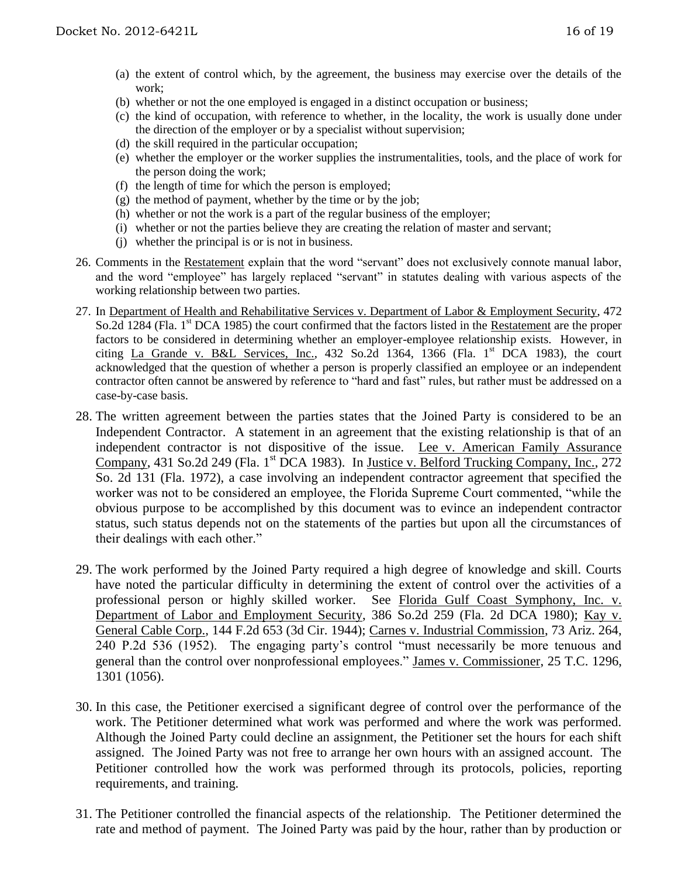(a) the extent of control which, by the agreement, the business may exercise over the details of the work;
(b) whether or not the one employed is engaged in a distinct occupation or business;
(c) the kind of occupation, with reference to whether, in the locality, the work is usually done under the direction of the employer or by a specialist without supervision;
(d) the skill required in the particular occupation;
(e) whether the employer or the worker supplies the instrumentalities, tools, and the place of work for the person doing the work;
(f) the length of time for which the person is employed;
(g) the method of payment, whether by the time or by the job;
(h) whether or not the work is a part of the regular business of the employer;
(i) whether or not the parties believe they are creating the relation of master and servant;
(j) whether the principal is or is not in business.

26. Comments in the Restatement explain that the word "servant" does not exclusively connote manual labor, and the word "employee" has largely replaced "servant" in statutes dealing with various aspects of the working relationship between two parties.

27. In Department of Health and Rehabilitative Services v. Department of Labor & Employment Security, 472 So.2d 1284 (Fla. 1st DCA 1985) the court confirmed that the factors listed in the Restatement are the proper factors to be considered in determining whether an employer-employee relationship exists. However, in citing La Grande v. B&L Services, Inc., 432 So.2d 1364, 1366 (Fla. 1st DCA 1983), the court acknowledged that the question of whether a person is properly classified an employee or an independent contractor often cannot be answered by reference to "hard and fast" rules, but rather must be addressed on a case-by-case basis.

28. The written agreement between the parties states that the Joined Party is considered to be an Independent Contractor. A statement in an agreement that the existing relationship is that of an independent contractor is not dispositive of the issue. Lee v. American Family Assurance Company, 431 So.2d 249 (Fla. 1st DCA 1983). In Justice v. Belford Trucking Company, Inc., 272 So. 2d 131 (Fla. 1972), a case involving an independent contractor agreement that specified the worker was not to be considered an employee, the Florida Supreme Court commented, "while the obvious purpose to be accomplished by this document was to evince an independent contractor status, such status depends not on the statements of the parties but upon all the circumstances of their dealings with each other."

29. The work performed by the Joined Party required a high degree of knowledge and skill. Courts have noted the particular difficulty in determining the extent of control over the activities of a professional person or highly skilled worker. See Florida Gulf Coast Symphony, Inc. v. Department of Labor and Employment Security, 386 So.2d 259 (Fla. 2d DCA 1980); Kay v. General Cable Corp., 144 F.2d 653 (3d Cir. 1944); Carnes v. Industrial Commission, 73 Ariz. 264, 240 P.2d 536 (1952). The engaging party's control "must necessarily be more tenuous and general than the control over nonprofessional employees." James v. Commissioner, 25 T.C. 1296, 1301 (1056).

30. In this case, the Petitioner exercised a significant degree of control over the performance of the work. The Petitioner determined what work was performed and where the work was performed. Although the Joined Party could decline an assignment, the Petitioner set the hours for each shift assigned. The Joined Party was not free to arrange her own hours with an assigned account. The Petitioner controlled how the work was performed through its protocols, policies, reporting requirements, and training.

31. The Petitioner controlled the financial aspects of the relationship. The Petitioner determined the rate and method of payment. The Joined Party was paid by the hour, rather than by production or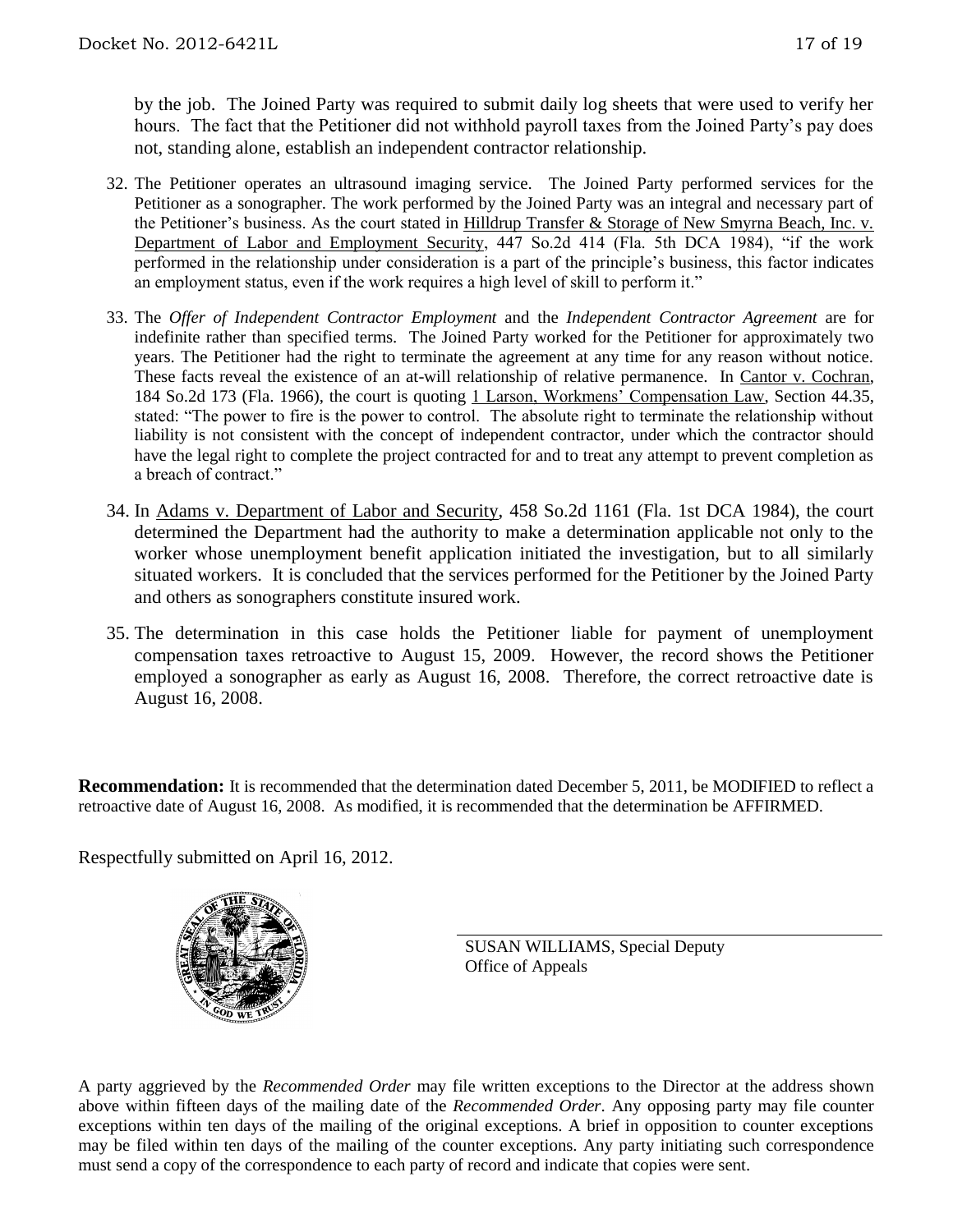by the job. The Joined Party was required to submit daily log sheets that were used to verify her hours. The fact that the Petitioner did not withhold payroll taxes from the Joined Party's pay does not, standing alone, establish an independent contractor relationship.

32. The Petitioner operates an ultrasound imaging service. The Joined Party performed services for the Petitioner as a sonographer. The work performed by the Joined Party was an integral and necessary part of the Petitioner's business. As the court stated in Hilldrup Transfer & Storage of New Smyrna Beach, Inc. v. Department of Labor and Employment Security, 447 So.2d 414 (Fla. 5th DCA 1984), "if the work performed in the relationship under consideration is a part of the principle's business, this factor indicates an employment status, even if the work requires a high level of skill to perform it."

33. The *Offer of Independent Contractor Employment* and the *Independent Contractor Agreement* are for indefinite rather than specified terms. The Joined Party worked for the Petitioner for approximately two years. The Petitioner had the right to terminate the agreement at any time for any reason without notice. These facts reveal the existence of an at-will relationship of relative permanence. In Cantor v. Cochran, 184 So.2d 173 (Fla. 1966), the court is quoting 1 Larson, Workmens' Compensation Law, Section 44.35, stated: "The power to fire is the power to control. The absolute right to terminate the relationship without liability is not consistent with the concept of independent contractor, under which the contractor should have the legal right to complete the project contracted for and to treat any attempt to prevent completion as a breach of contract."

34. In Adams v. Department of Labor and Security, 458 So.2d 1161 (Fla. 1st DCA 1984), the court determined the Department had the authority to make a determination applicable not only to the worker whose unemployment benefit application initiated the investigation, but to all similarly situated workers. It is concluded that the services performed for the Petitioner by the Joined Party and others as sonographers constitute insured work.

35. The determination in this case holds the Petitioner liable for payment of unemployment compensation taxes retroactive to August 15, 2009. However, the record shows the Petitioner employed a sonographer as early as August 16, 2008. Therefore, the correct retroactive date is August 16, 2008.

**Recommendation:** It is recommended that the determination dated December 5, 2011, be MODIFIED to reflect a retroactive date of August 16, 2008. As modified, it is recommended that the determination be AFFIRMED.

Respectfully submitted on April 16, 2012.

SUSAN WILLIAMS, Special Deputy
Office of Appeals

A party aggrieved by the *Recommended Order* may file written exceptions to the Director at the address shown above within fifteen days of the mailing date of the *Recommended Order*. Any opposing party may file counter exceptions within ten days of the mailing of the original exceptions. A brief in opposition to counter exceptions may be filed within ten days of the mailing of the counter exceptions. Any party initiating such correspondence must send a copy of the correspondence to each party of record and indicate that copies were sent.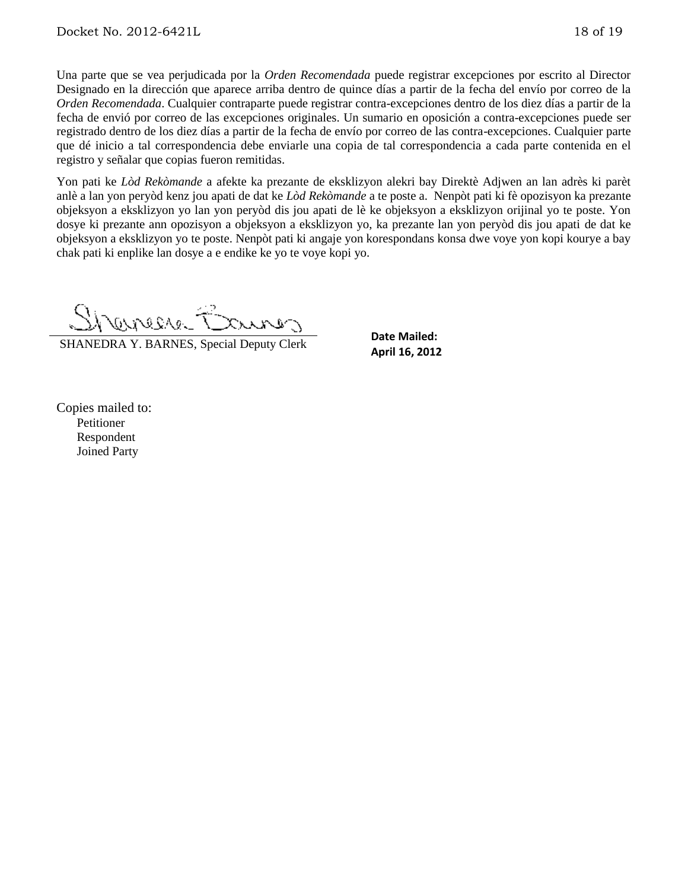Una parte que se vea perjudicada por la *Orden Recomendada* puede registrar excepciones por escrito al Director Designado en la dirección que aparece arriba dentro de quince días a partir de la fecha del envío por correo de la *Orden Recomendada*. Cualquier contraparte puede registrar contra-excepciones dentro de los diez días a partir de la fecha de envió por correo de las excepciones originales. Un sumario en oposición a contra-excepciones puede ser registrado dentro de los diez días a partir de la fecha de envío por correo de las contra-excepciones. Cualquier parte que dé inicio a tal correspondencia debe enviarle una copia de tal correspondencia a cada parte contenida en el registro y señalar que copias fueron remitidas.

Yon pati ke *Lòd Rekòmande* a afekte ka prezante de eksklizyon alekri bay Direktè Adjwen an lan adrès ki parèt anlè a lan yon peryòd kenz jou apati de dat ke *Lòd Rekòmande* a te poste a. Nenpòt pati ki fè opozisyon ka prezante objeksyon a eksklizyon yo lan yon peryòd dis jou apati de lè ke objeksyon a eksklizyon orijinal yo te poste. Yon dosye ki prezante ann opozisyon a objeksyon a eksklizyon yo, ka prezante lan yon peryòd dis jou apati de dat ke objeksyon a eksklizyon yo te poste. Nenpòt pati ki angaje yon korespondans konsa dwe voye yon kopi kourye a bay chak pati ki enplike lan dosye a e endike ke yo te voye kopi yo.

SHANEDRA Y. BARNES, Special Deputy Clerk

**Date Mailed:**
**April 16, 2012**

Copies mailed to:
- Petitioner
- Respondent
- Joined Party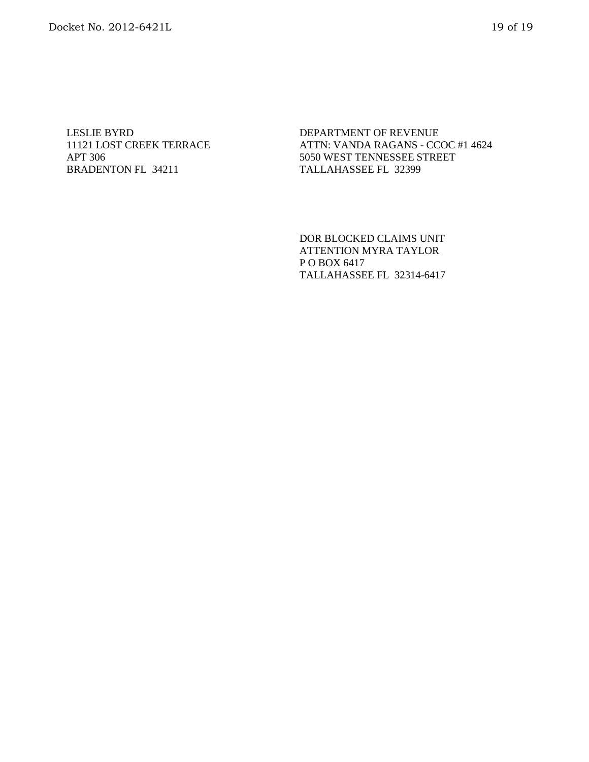LESLIE BYRD
11121 LOST CREEK TERRACE
APT 306
BRADENTON FL 34211

DEPARTMENT OF REVENUE
ATTN: VANDA RAGANS - CCOC #1 4624
5050 WEST TENNESSEE STREET
TALLAHASSEE FL 32399

DOR BLOCKED CLAIMS UNIT
ATTENTION MYRA TAYLOR
P O BOX 6417
TALLAHASSEE FL 32314-6417